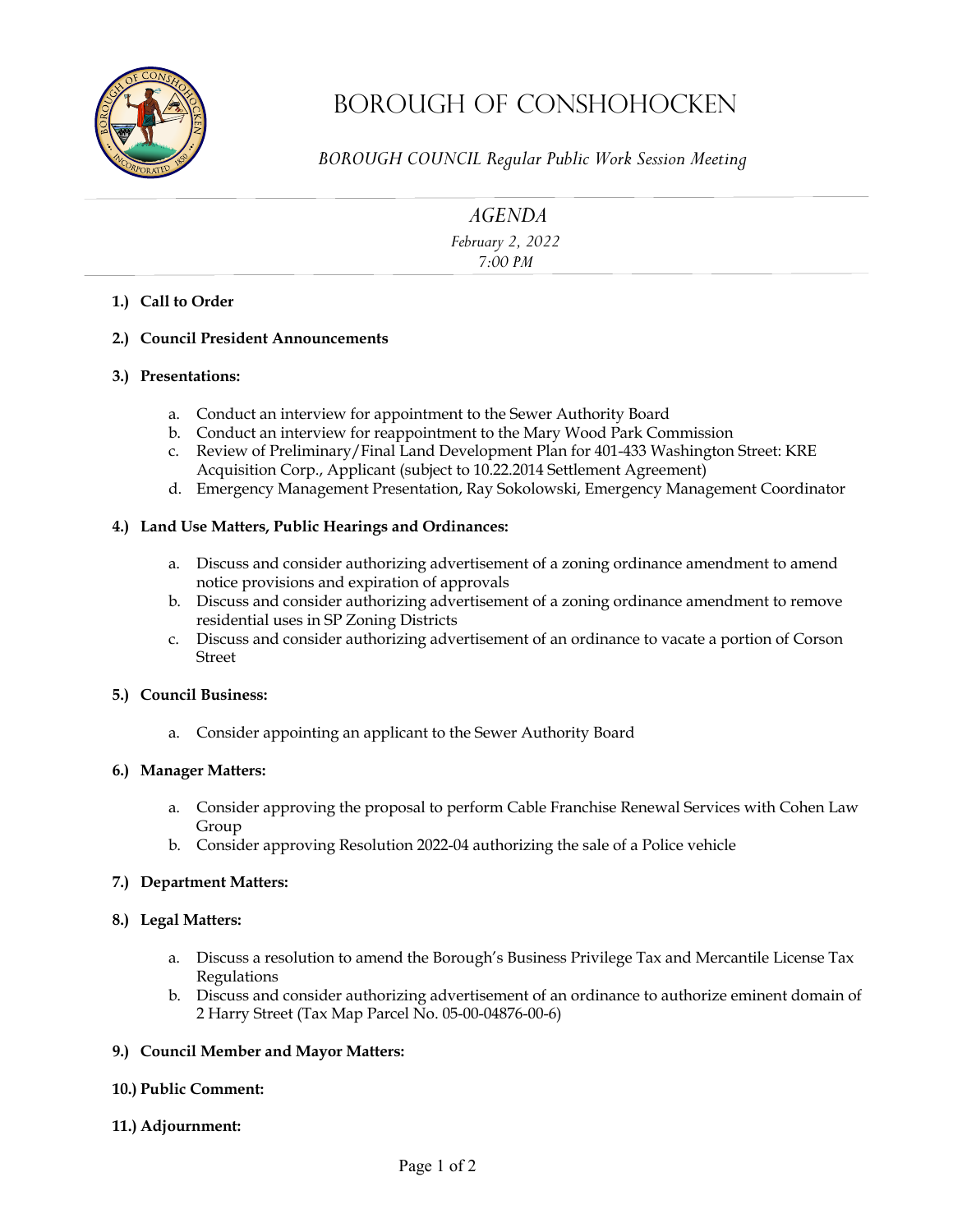# Borough of Conshohocken

*BOROUGH COUNCIL Regular Public Work Session Meeting*

## *AGENDA*

*February 2, 2022*
*7:00 PM*

**1.) Call to Order**

**2.) Council President Announcements**

**3.) Presentations:**

a. Conduct an interview for appointment to the Sewer Authority Board
b. Conduct an interview for reappointment to the Mary Wood Park Commission
c. Review of Preliminary/Final Land Development Plan for 401-433 Washington Street: KRE Acquisition Corp., Applicant (subject to 10.22.2014 Settlement Agreement)
d. Emergency Management Presentation, Ray Sokolowski, Emergency Management Coordinator

**4.) Land Use Matters, Public Hearings and Ordinances:**

a. Discuss and consider authorizing advertisement of a zoning ordinance amendment to amend notice provisions and expiration of approvals
b. Discuss and consider authorizing advertisement of a zoning ordinance amendment to remove residential uses in SP Zoning Districts
c. Discuss and consider authorizing advertisement of an ordinance to vacate a portion of Corson Street

**5.) Council Business:**

a. Consider appointing an applicant to the Sewer Authority Board

**6.) Manager Matters:**

a. Consider approving the proposal to perform Cable Franchise Renewal Services with Cohen Law Group
b. Consider approving Resolution 2022-04 authorizing the sale of a Police vehicle

**7.) Department Matters:**

**8.) Legal Matters:**

a. Discuss a resolution to amend the Borough's Business Privilege Tax and Mercantile License Tax Regulations
b. Discuss and consider authorizing advertisement of an ordinance to authorize eminent domain of 2 Harry Street (Tax Map Parcel No. 05-00-04876-00-6)

**9.) Council Member and Mayor Matters:**

**10.) Public Comment:**

**11.) Adjournment:**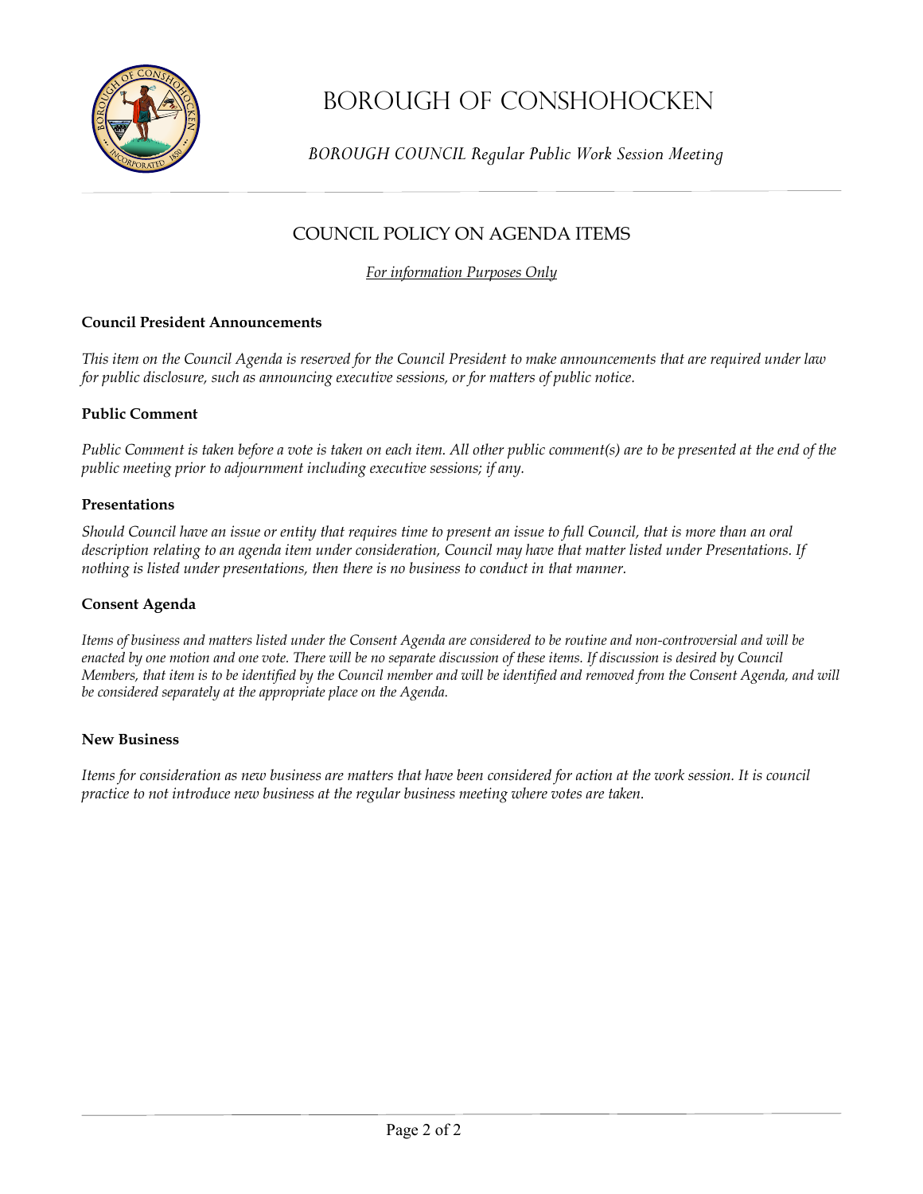# BOROUGH OF CONSHOHOCKEN

*BOROUGH COUNCIL Regular Public Work Session Meeting*

## COUNCIL POLICY ON AGENDA ITEMS

*For information Purposes Only*

**Council President Announcements**

*This item on the Council Agenda is reserved for the Council President to make announcements that are required under law for public disclosure, such as announcing executive sessions, or for matters of public notice.*

**Public Comment**

*Public Comment is taken before a vote is taken on each item. All other public comment(s) are to be presented at the end of the public meeting prior to adjournment including executive sessions; if any.*

**Presentations**

*Should Council have an issue or entity that requires time to present an issue to full Council, that is more than an oral description relating to an agenda item under consideration, Council may have that matter listed under Presentations. If nothing is listed under presentations, then there is no business to conduct in that manner.*

**Consent Agenda**

*Items of business and matters listed under the Consent Agenda are considered to be routine and non-controversial and will be enacted by one motion and one vote. There will be no separate discussion of these items. If discussion is desired by Council Members, that item is to be identified by the Council member and will be identified and removed from the Consent Agenda, and will be considered separately at the appropriate place on the Agenda.*

**New Business**

*Items for consideration as new business are matters that have been considered for action at the work session. It is council practice to not introduce new business at the regular business meeting where votes are taken.*